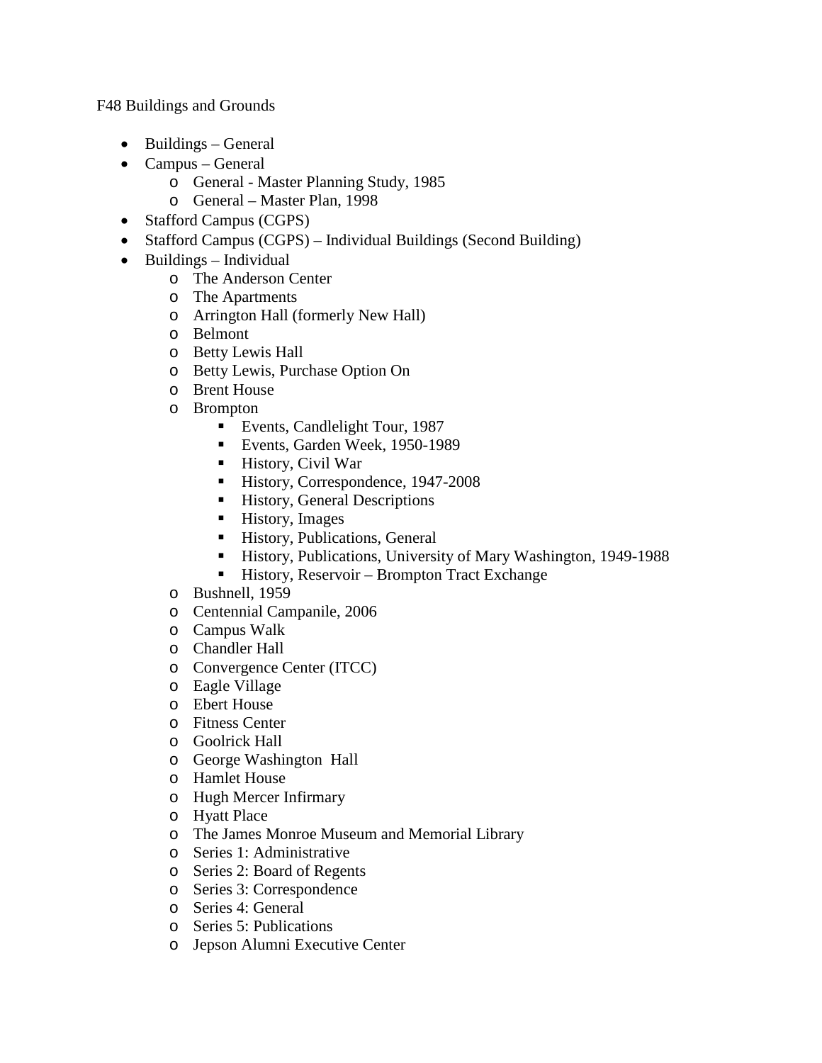F48 Buildings and Grounds

- Buildings – General
- Campus – General
  - General - Master Planning Study, 1985
  - General – Master Plan, 1998
- Stafford Campus (CGPS)
- Stafford Campus (CGPS) – Individual Buildings (Second Building)
- Buildings – Individual
  - The Anderson Center
  - The Apartments
  - Arrington Hall (formerly New Hall)
  - Belmont
  - Betty Lewis Hall
  - Betty Lewis, Purchase Option On
  - Brent House
  - Brompton
    - Events, Candlelight Tour, 1987
    - Events, Garden Week, 1950-1989
    - History, Civil War
    - History, Correspondence, 1947-2008
    - History, General Descriptions
    - History, Images
    - History, Publications, General
    - History, Publications, University of Mary Washington, 1949-1988
    - History, Reservoir – Brompton Tract Exchange
  - Bushnell, 1959
  - Centennial Campanile, 2006
  - Campus Walk
  - Chandler Hall
  - Convergence Center (ITCC)
  - Eagle Village
  - Ebert House
  - Fitness Center
  - Goolrick Hall
  - George Washington Hall
  - Hamlet House
  - Hugh Mercer Infirmary
  - Hyatt Place
  - The James Monroe Museum and Memorial Library
  - Series 1: Administrative
  - Series 2: Board of Regents
  - Series 3: Correspondence
  - Series 4: General
  - Series 5: Publications
  - Jepson Alumni Executive Center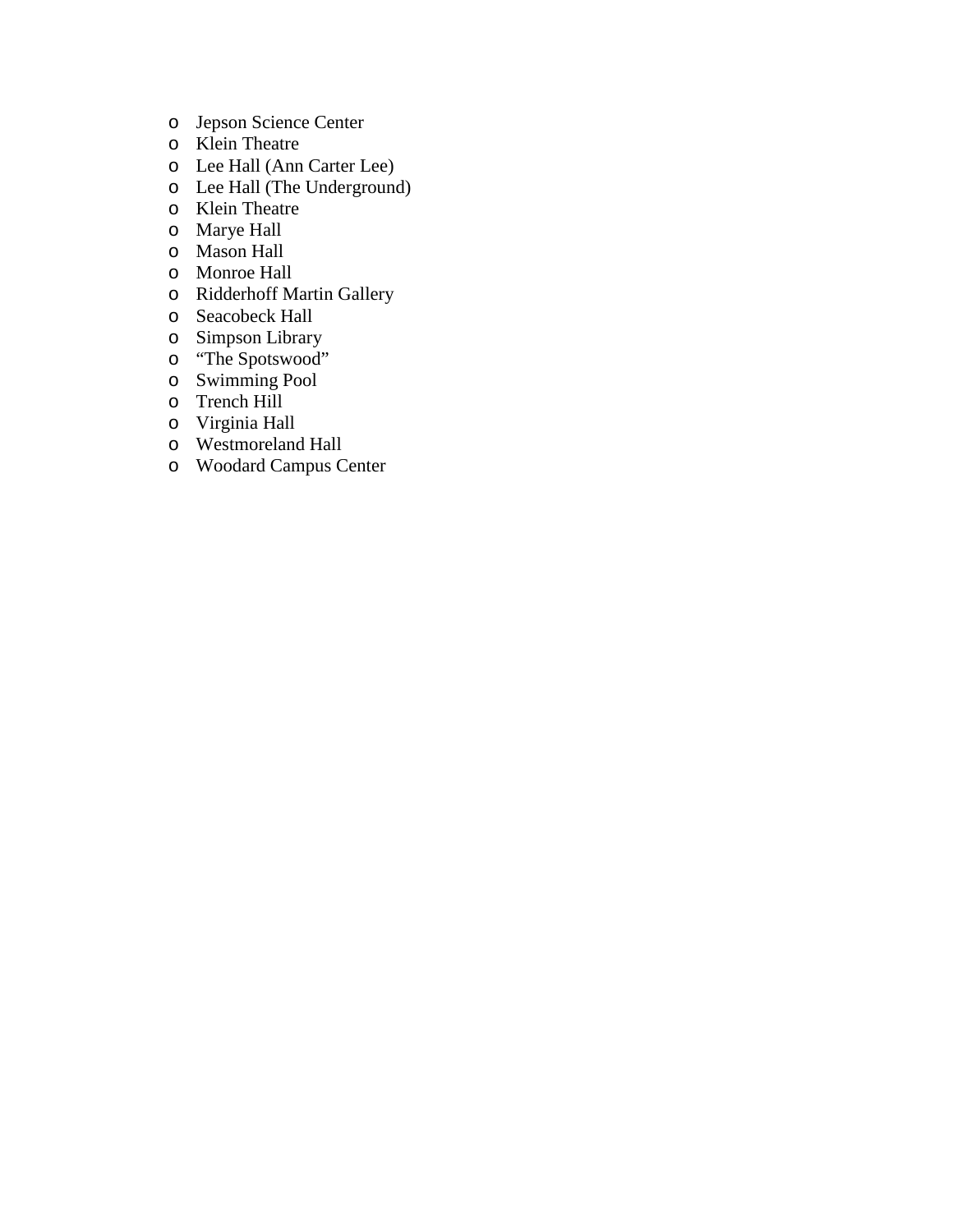- Jepson Science Center
- Klein Theatre
- Lee Hall (Ann Carter Lee)
- Lee Hall (The Underground)
- Klein Theatre
- Marye Hall
- Mason Hall
- Monroe Hall
- Ridderhoff Martin Gallery
- Seacobeck Hall
- Simpson Library
- "The Spotswood"
- Swimming Pool
- Trench Hill
- Virginia Hall
- Westmoreland Hall
- Woodard Campus Center